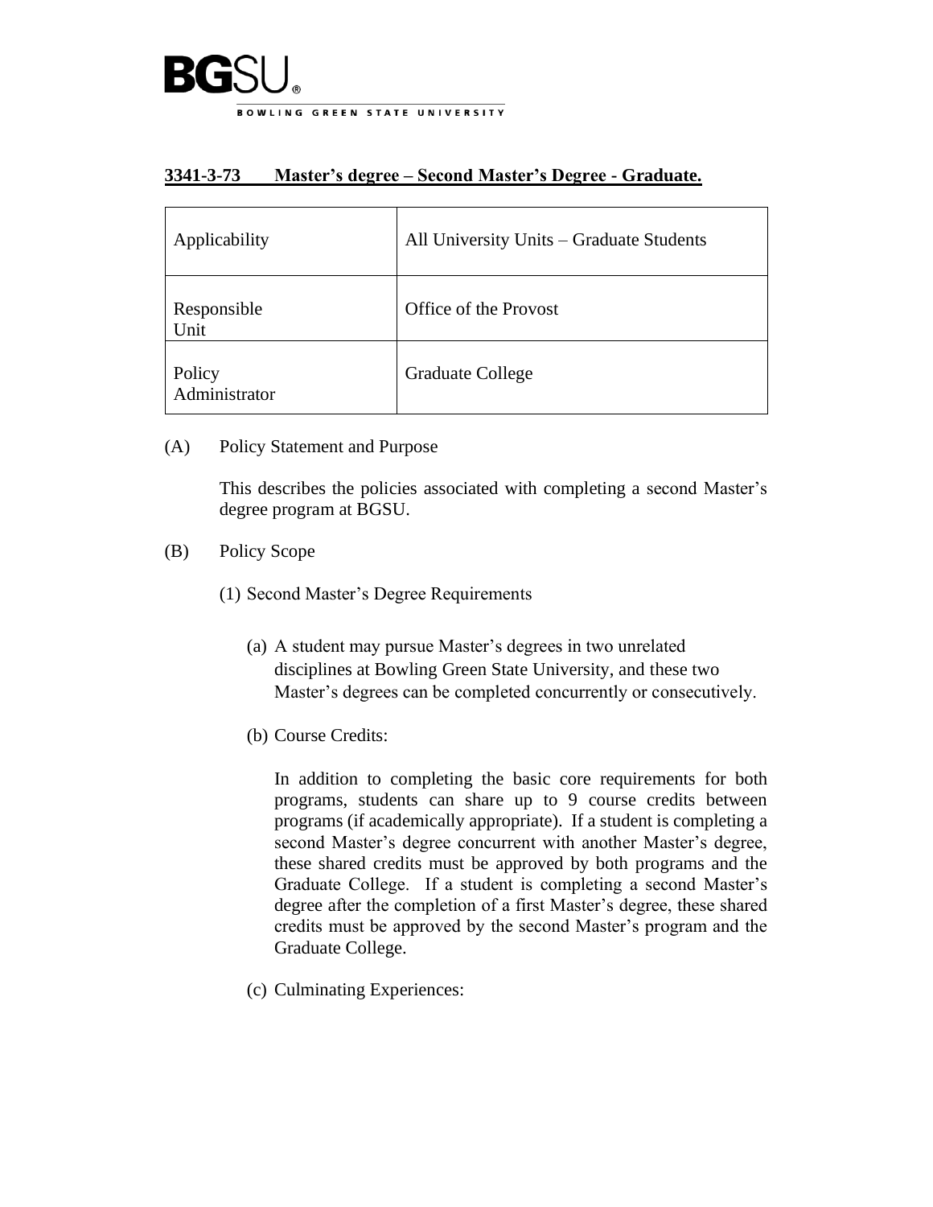**BGSU**

BOWLING GREEN STATE UNIVERSITY

# 3341-3-73 Master's degree – Second Master's Degree - Graduate.

| Applicability | All University Units – Graduate Students |
|---|---|
| Responsible Unit | Office of the Provost |
| Policy Administrator | Graduate College |

(A) Policy Statement and Purpose

This describes the policies associated with completing a second Master's degree program at BGSU.

(B) Policy Scope

(1) Second Master's Degree Requirements

(a) A student may pursue Master's degrees in two unrelated disciplines at Bowling Green State University, and these two Master's degrees can be completed concurrently or consecutively.

(b) Course Credits:

In addition to completing the basic core requirements for both programs, students can share up to 9 course credits between programs (if academically appropriate). If a student is completing a second Master's degree concurrent with another Master's degree, these shared credits must be approved by both programs and the Graduate College. If a student is completing a second Master's degree after the completion of a first Master's degree, these shared credits must be approved by the second Master's program and the Graduate College.

(c) Culminating Experiences: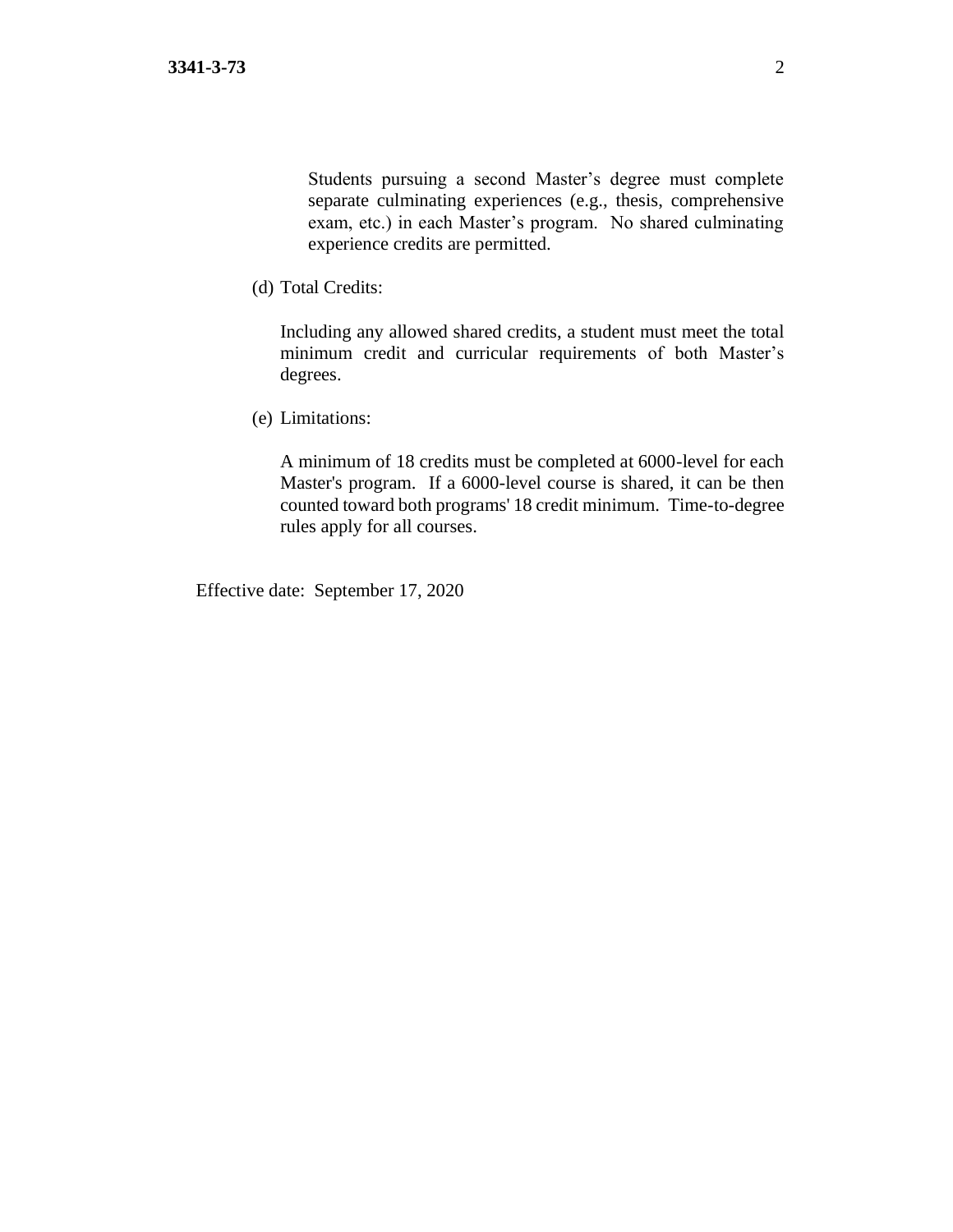Students pursuing a second Master's degree must complete separate culminating experiences (e.g., thesis, comprehensive exam, etc.) in each Master's program. No shared culminating experience credits are permitted.

(d) Total Credits:

Including any allowed shared credits, a student must meet the total minimum credit and curricular requirements of both Master's degrees.

(e) Limitations:

A minimum of 18 credits must be completed at 6000-level for each Master's program. If a 6000-level course is shared, it can be then counted toward both programs' 18 credit minimum. Time-to-degree rules apply for all courses.

Effective date: September 17, 2020